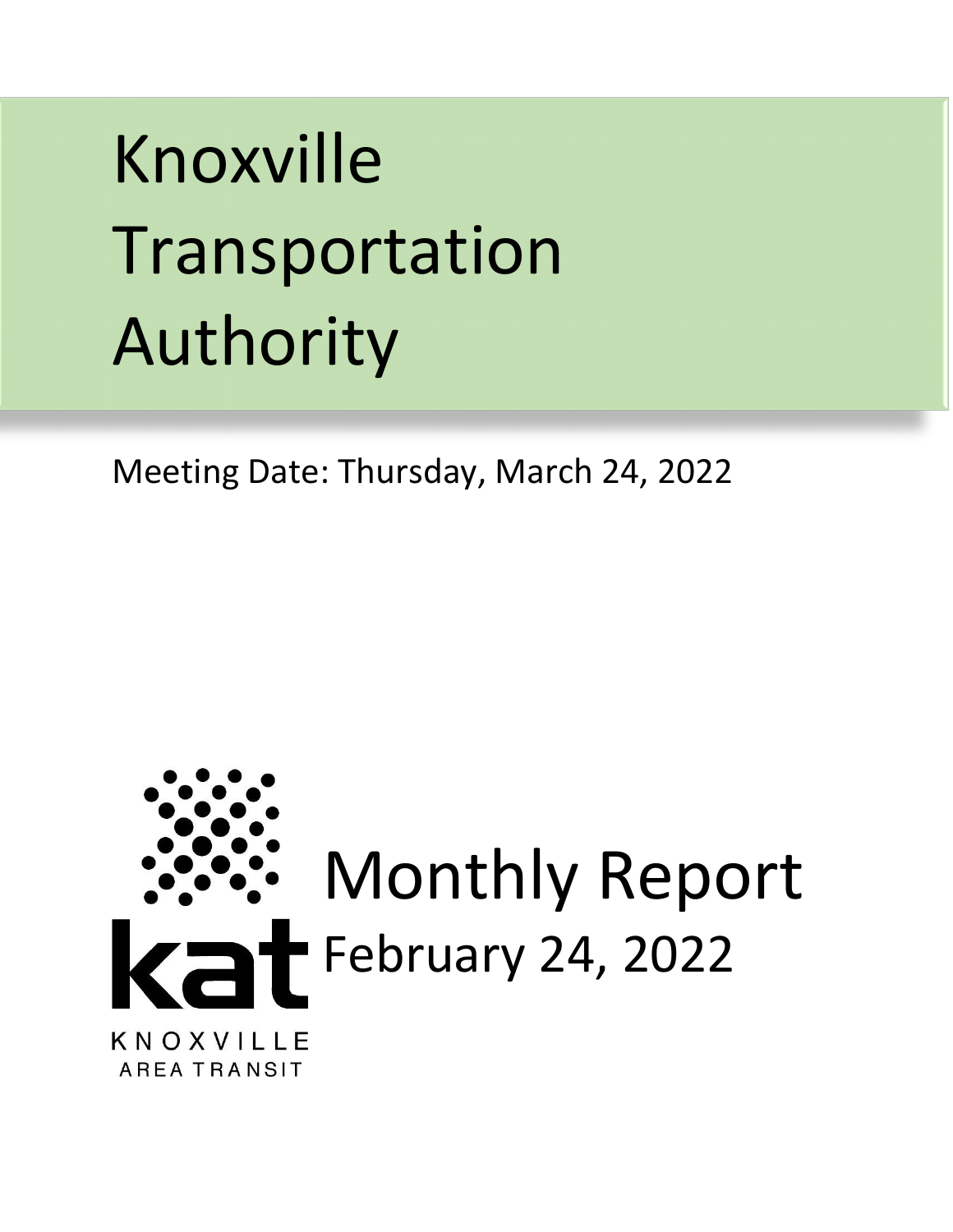# Knoxville Transportation Authority

Meeting Date: Thursday, March 24, 2022

kat

KNOXVILLE AREA TRANSIT

# Monthly Report

February 24, 2022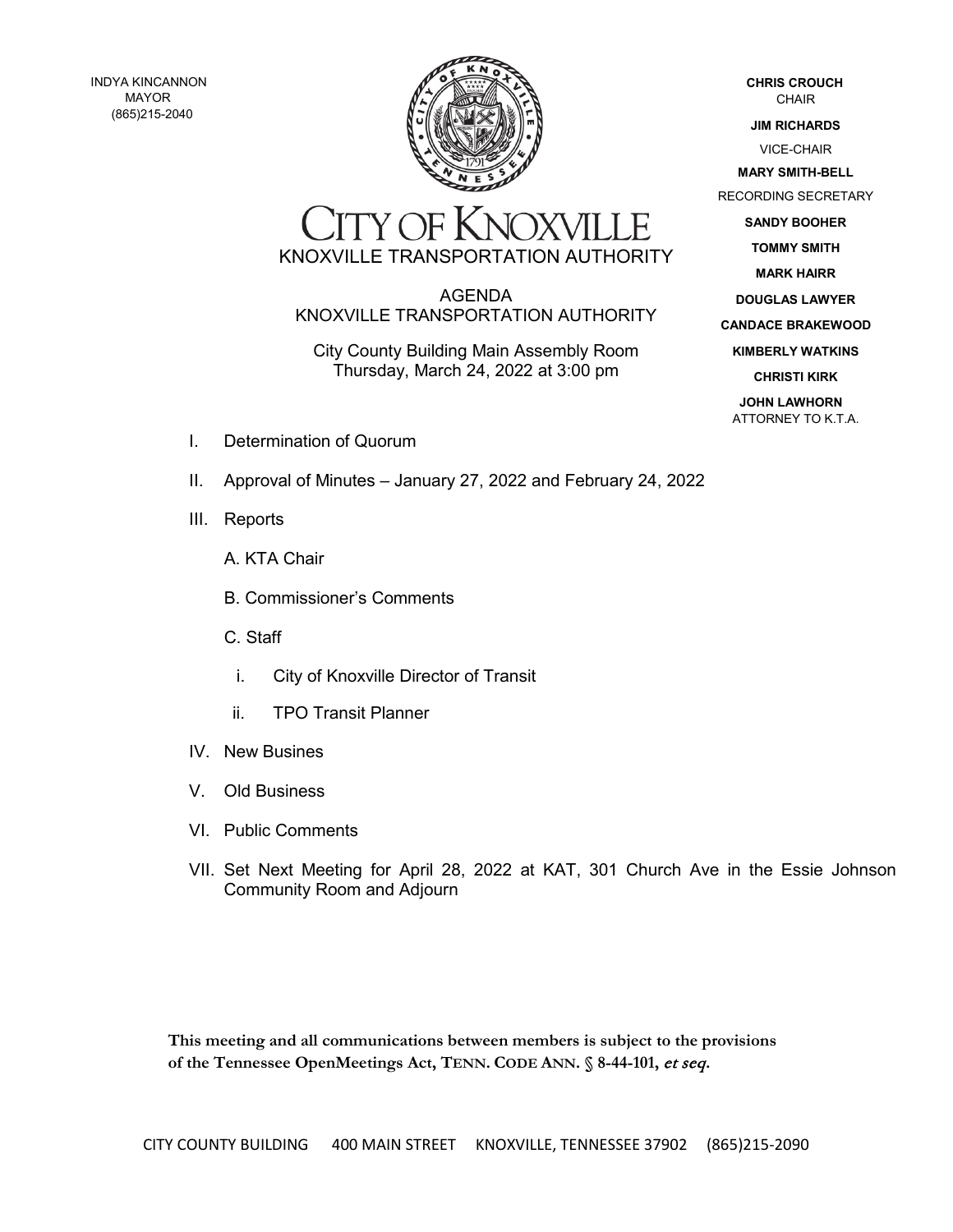INDYA KINCANNON
MAYOR
(865)215-2040

CITY OF KNOXVILLE

KNOXVILLE TRANSPORTATION AUTHORITY

**CHRIS CROUCH**
CHAIR

**JIM RICHARDS**
VICE-CHAIR

**MARY SMITH-BELL**
RECORDING SECRETARY

**SANDY BOOHER**

**TOMMY SMITH**

**MARK HAIRR**

**DOUGLAS LAWYER**

**CANDACE BRAKEWOOD**

**KIMBERLY WATKINS**

**CHRISTI KIRK**

**JOHN LAWHORN**
ATTORNEY TO K.T.A.

# AGENDA
## KNOXVILLE TRANSPORTATION AUTHORITY

City County Building Main Assembly Room
Thursday, March 24, 2022 at 3:00 pm

I. Determination of Quorum

II. Approval of Minutes – January 27, 2022 and February 24, 2022

III. Reports

   A. KTA Chair

   B. Commissioner's Comments

   C. Staff

      i. City of Knoxville Director of Transit

      ii. TPO Transit Planner

IV. New Busines

V. Old Business

VI. Public Comments

VII. Set Next Meeting for April 28, 2022 at KAT, 301 Church Ave in the Essie Johnson Community Room and Adjourn

**This meeting and all communications between members is subject to the provisions of the Tennessee OpenMeetings Act, TENN. CODE ANN. § 8-44-101, *et seq*.**

CITY COUNTY BUILDING 400 MAIN STREET KNOXVILLE, TENNESSEE 37902 (865)215-2090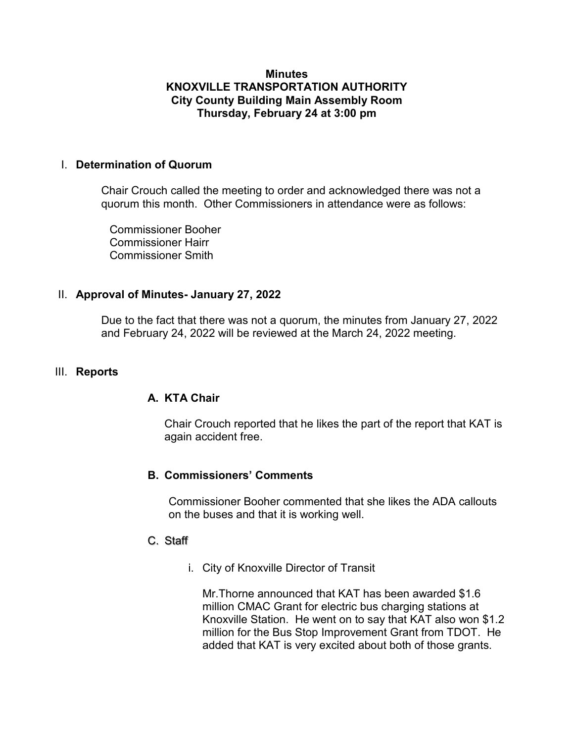**Minutes**
**KNOXVILLE TRANSPORTATION AUTHORITY**
**City County Building Main Assembly Room**
**Thursday, February 24 at 3:00 pm**

## I. Determination of Quorum

Chair Crouch called the meeting to order and acknowledged there was not a quorum this month. Other Commissioners in attendance were as follows:

Commissioner Booher
Commissioner Hairr
Commissioner Smith

## II. Approval of Minutes- January 27, 2022

Due to the fact that there was not a quorum, the minutes from January 27, 2022 and February 24, 2022 will be reviewed at the March 24, 2022 meeting.

## III. Reports

### A. KTA Chair

Chair Crouch reported that he likes the part of the report that KAT is again accident free.

### B. Commissioners' Comments

Commissioner Booher commented that she likes the ADA callouts on the buses and that it is working well.

### C. Staff

i. City of Knoxville Director of Transit

Mr.Thorne announced that KAT has been awarded $1.6 million CMAC Grant for electric bus charging stations at Knoxville Station. He went on to say that KAT also won $1.2 million for the Bus Stop Improvement Grant from TDOT. He added that KAT is very excited about both of those grants.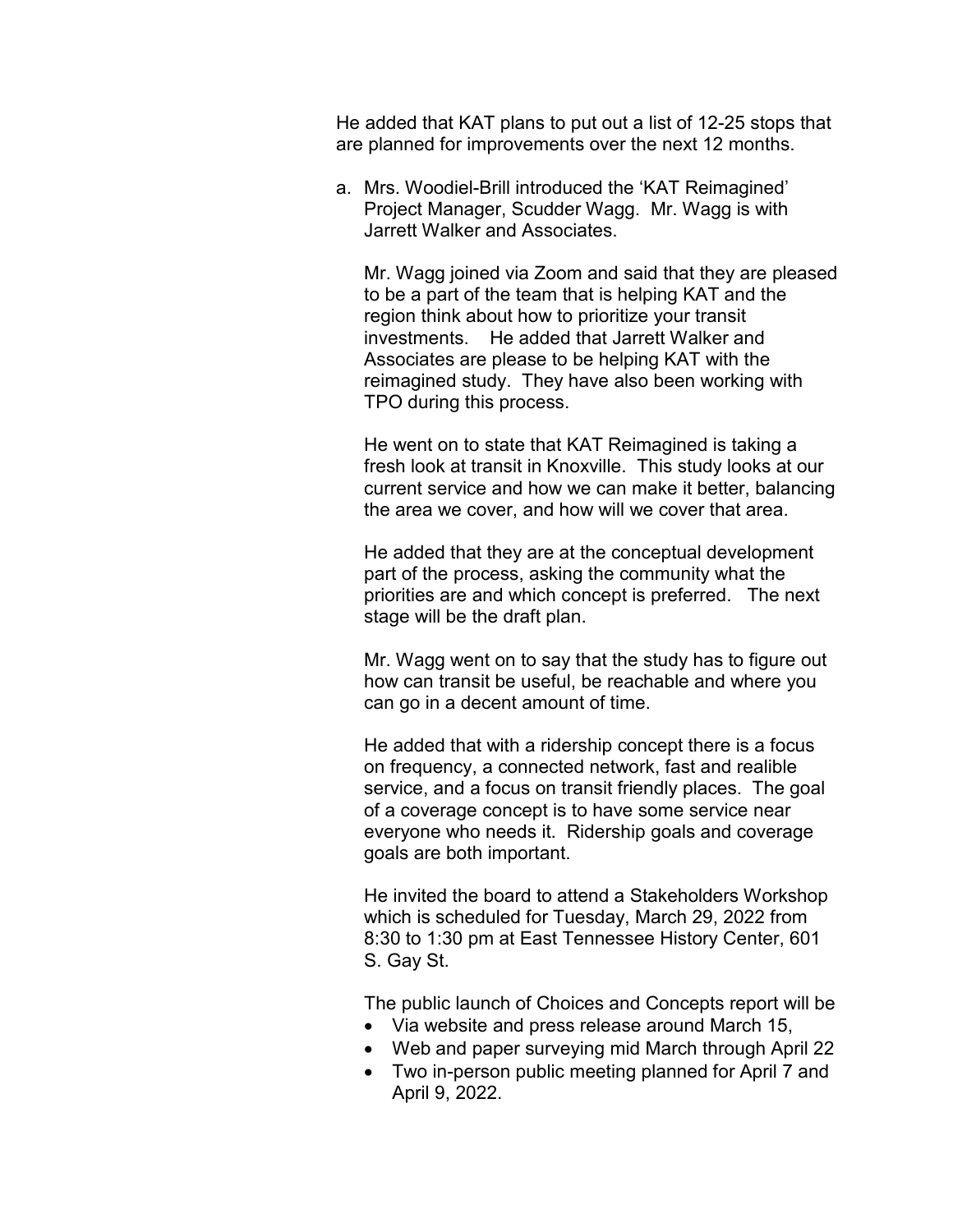He added that KAT plans to put out a list of 12-25 stops that are planned for improvements over the next 12 months.

a. Mrs. Woodiel-Brill introduced the 'KAT Reimagined' Project Manager, Scudder Wagg. Mr. Wagg is with Jarrett Walker and Associates.

   Mr. Wagg joined via Zoom and said that they are pleased to be a part of the team that is helping KAT and the region think about how to prioritize your transit investments. He added that Jarrett Walker and Associates are please to be helping KAT with the reimagined study. They have also been working with TPO during this process.

   He went on to state that KAT Reimagined is taking a fresh look at transit in Knoxville. This study looks at our current service and how we can make it better, balancing the area we cover, and how will we cover that area.

   He added that they are at the conceptual development part of the process, asking the community what the priorities are and which concept is preferred. The next stage will be the draft plan.

   Mr. Wagg went on to say that the study has to figure out how can transit be useful, be reachable and where you can go in a decent amount of time.

   He added that with a ridership concept there is a focus on frequency, a connected network, fast and realible service, and a focus on transit friendly places. The goal of a coverage concept is to have some service near everyone who needs it. Ridership goals and coverage goals are both important.

   He invited the board to attend a Stakeholders Workshop which is scheduled for Tuesday, March 29, 2022 from 8:30 to 1:30 pm at East Tennessee History Center, 601 S. Gay St.

   The public launch of Choices and Concepts report will be

   - Via website and press release around March 15,
   - Web and paper surveying mid March through April 22
   - Two in-person public meeting planned for April 7 and April 9, 2022.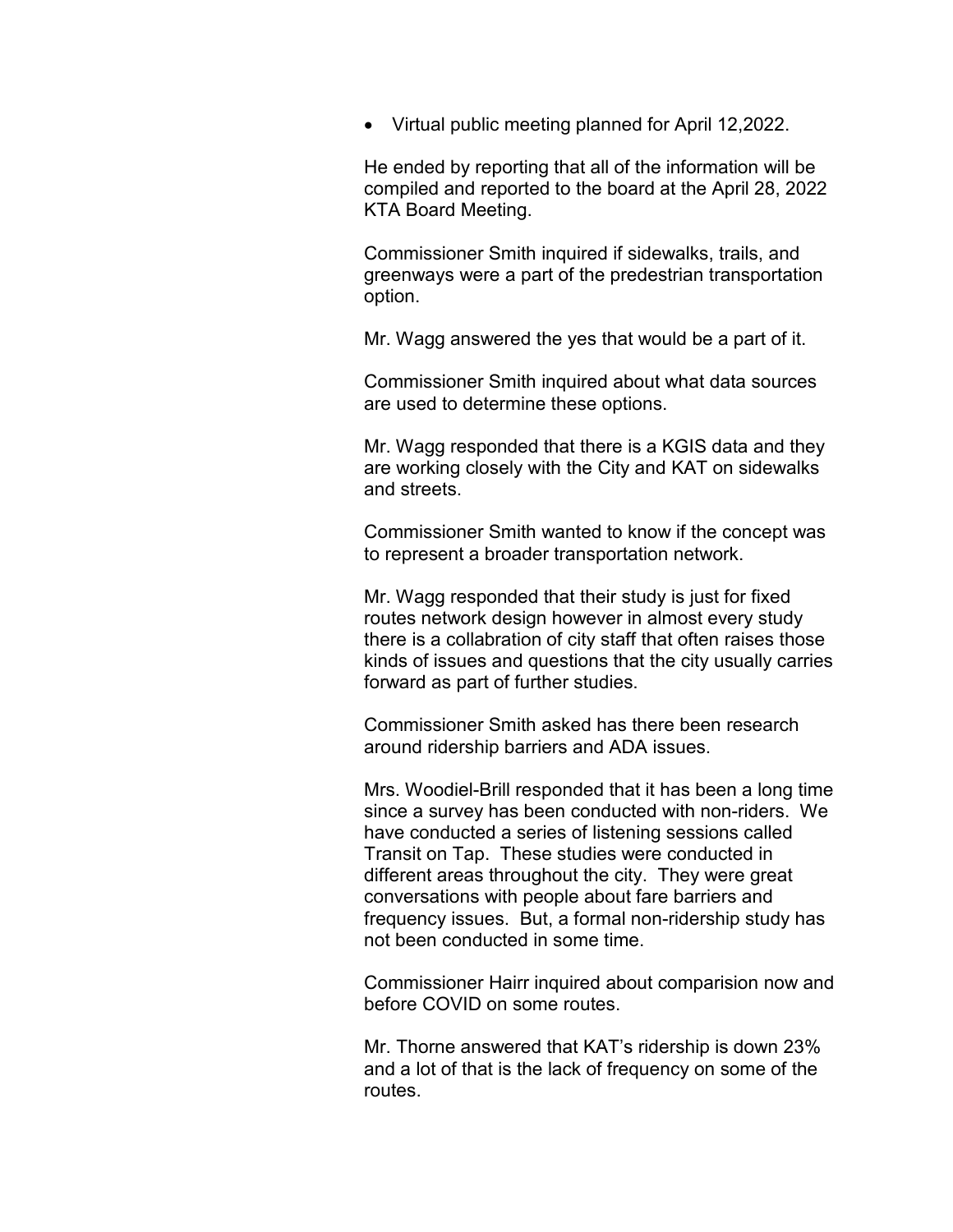- Virtual public meeting planned for April 12,2022.

He ended by reporting that all of the information will be compiled and reported to the board at the April 28, 2022 KTA Board Meeting.

Commissioner Smith inquired if sidewalks, trails, and greenways were a part of the predestrian transportation option.

Mr. Wagg answered the yes that would be a part of it.

Commissioner Smith inquired about what data sources are used to determine these options.

Mr. Wagg responded that there is a KGIS data and they are working closely with the City and KAT on sidewalks and streets.

Commissioner Smith wanted to know if the concept was to represent a broader transportation network.

Mr. Wagg responded that their study is just for fixed routes network design however in almost every study there is a collabration of city staff that often raises those kinds of issues and questions that the city usually carries forward as part of further studies.

Commissioner Smith asked has there been research around ridership barriers and ADA issues.

Mrs. Woodiel-Brill responded that it has been a long time since a survey has been conducted with non-riders. We have conducted a series of listening sessions called Transit on Tap. These studies were conducted in different areas throughout the city. They were great conversations with people about fare barriers and frequency issues. But, a formal non-ridership study has not been conducted in some time.

Commissioner Hairr inquired about comparision now and before COVID on some routes.

Mr. Thorne answered that KAT's ridership is down 23% and a lot of that is the lack of frequency on some of the routes.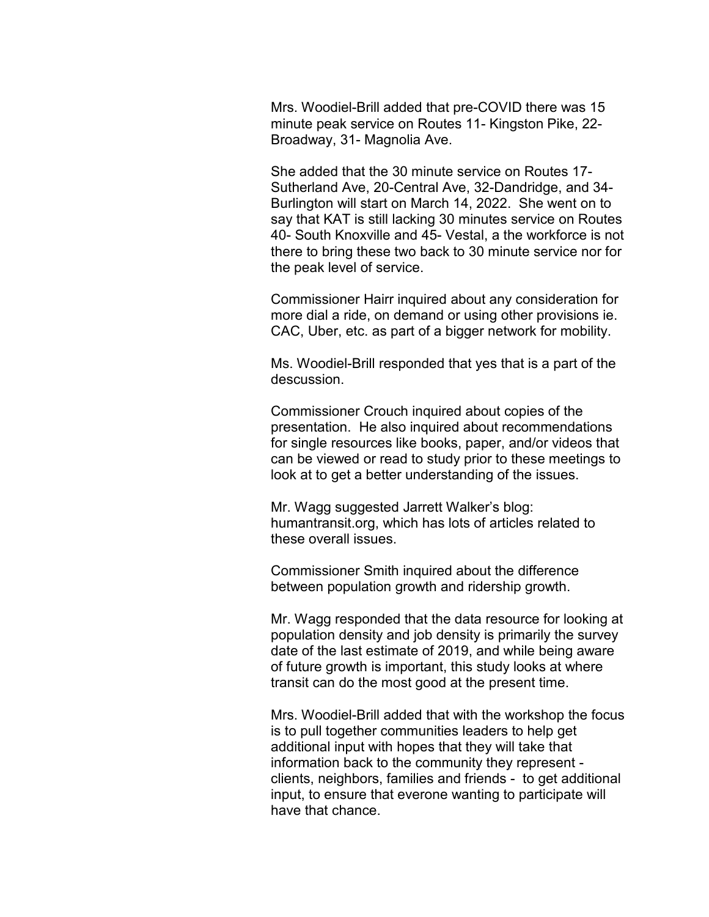Mrs. Woodiel-Brill added that pre-COVID there was 15 minute peak service on Routes 11- Kingston Pike, 22- Broadway, 31- Magnolia Ave.

She added that the 30 minute service on Routes 17- Sutherland Ave, 20-Central Ave, 32-Dandridge, and 34- Burlington will start on March 14, 2022. She went on to say that KAT is still lacking 30 minutes service on Routes 40- South Knoxville and 45- Vestal, a the workforce is not there to bring these two back to 30 minute service nor for the peak level of service.

Commissioner Hairr inquired about any consideration for more dial a ride, on demand or using other provisions ie. CAC, Uber, etc. as part of a bigger network for mobility.

Ms. Woodiel-Brill responded that yes that is a part of the descussion.

Commissioner Crouch inquired about copies of the presentation. He also inquired about recommendations for single resources like books, paper, and/or videos that can be viewed or read to study prior to these meetings to look at to get a better understanding of the issues.

Mr. Wagg suggested Jarrett Walker's blog: humantransit.org, which has lots of articles related to these overall issues.

Commissioner Smith inquired about the difference between population growth and ridership growth.

Mr. Wagg responded that the data resource for looking at population density and job density is primarily the survey date of the last estimate of 2019, and while being aware of future growth is important, this study looks at where transit can do the most good at the present time.

Mrs. Woodiel-Brill added that with the workshop the focus is to pull together communities leaders to help get additional input with hopes that they will take that information back to the community they represent - clients, neighbors, families and friends - to get additional input, to ensure that everone wanting to participate will have that chance.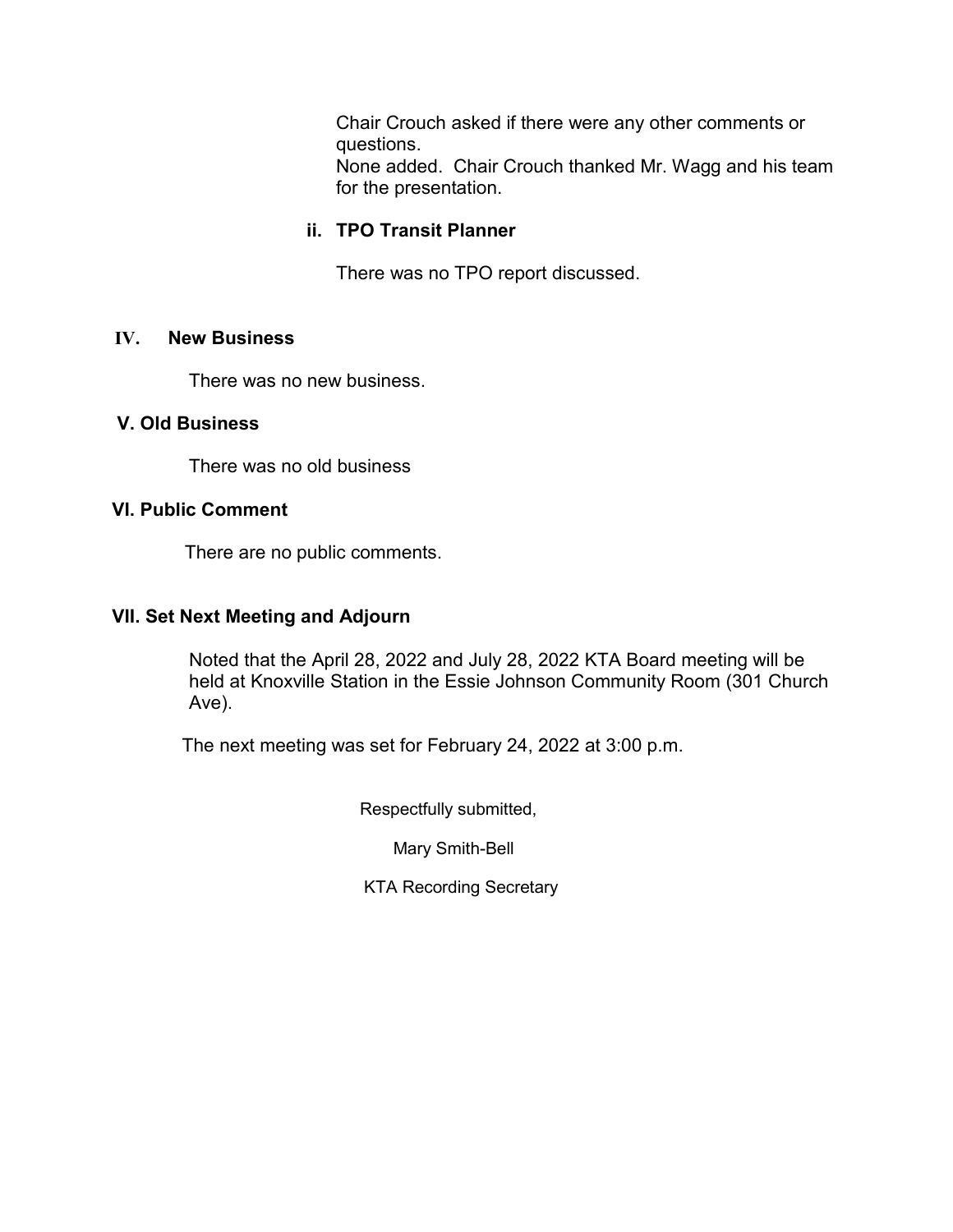Chair Crouch asked if there were any other comments or questions.
None added. Chair Crouch thanked Mr. Wagg and his team for the presentation.

### ii. TPO Transit Planner

There was no TPO report discussed.

## IV. New Business

There was no new business.

## V. Old Business

There was no old business

## VI. Public Comment

There are no public comments.

## VII. Set Next Meeting and Adjourn

Noted that the April 28, 2022 and July 28, 2022 KTA Board meeting will be held at Knoxville Station in the Essie Johnson Community Room (301 Church Ave).

The next meeting was set for February 24, 2022 at 3:00 p.m.

Respectfully submitted,

Mary Smith-Bell

KTA Recording Secretary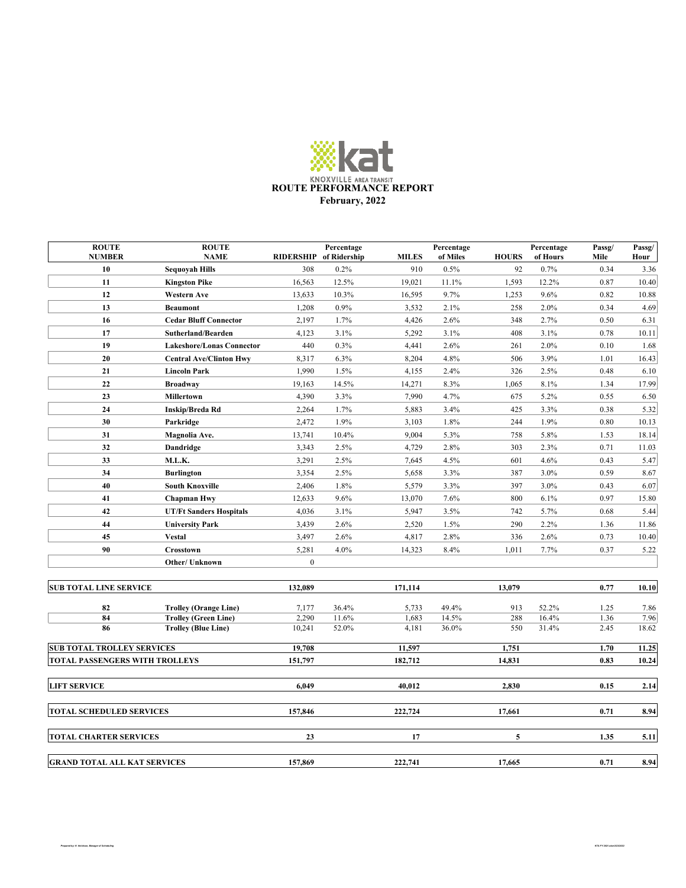KNOXVILLE AREA TRANSIT

# ROUTE PERFORMANCE REPORT

## February, 2022

| ROUTE NUMBER | ROUTE NAME | RIDERSHIP | Percentage of Ridership | MILES | Percentage of Miles | HOURS | Percentage of Hours | Passg/ Mile | Passg/ Hour |
|---|---|---|---|---|---|---|---|---|---|
| 10 | Sequoyah Hills | 308 | 0.2% | 910 | 0.5% | 92 | 0.7% | 0.34 | 3.36 |
| 11 | Kingston Pike | 16,563 | 12.5% | 19,021 | 11.1% | 1,593 | 12.2% | 0.87 | 10.40 |
| 12 | Western Ave | 13,633 | 10.3% | 16,595 | 9.7% | 1,253 | 9.6% | 0.82 | 10.88 |
| 13 | Beaumont | 1,208 | 0.9% | 3,532 | 2.1% | 258 | 2.0% | 0.34 | 4.69 |
| 16 | Cedar Bluff Connector | 2,197 | 1.7% | 4,426 | 2.6% | 348 | 2.7% | 0.50 | 6.31 |
| 17 | Sutherland/Bearden | 4,123 | 3.1% | 5,292 | 3.1% | 408 | 3.1% | 0.78 | 10.11 |
| 19 | Lakeshore/Lonas Connector | 440 | 0.3% | 4,441 | 2.6% | 261 | 2.0% | 0.10 | 1.68 |
| 20 | Central Ave/Clinton Hwy | 8,317 | 6.3% | 8,204 | 4.8% | 506 | 3.9% | 1.01 | 16.43 |
| 21 | Lincoln Park | 1,990 | 1.5% | 4,155 | 2.4% | 326 | 2.5% | 0.48 | 6.10 |
| 22 | Broadway | 19,163 | 14.5% | 14,271 | 8.3% | 1,065 | 8.1% | 1.34 | 17.99 |
| 23 | Millertown | 4,390 | 3.3% | 7,990 | 4.7% | 675 | 5.2% | 0.55 | 6.50 |
| 24 | Inskip/Breda Rd | 2,264 | 1.7% | 5,883 | 3.4% | 425 | 3.3% | 0.38 | 5.32 |
| 30 | Parkridge | 2,472 | 1.9% | 3,103 | 1.8% | 244 | 1.9% | 0.80 | 10.13 |
| 31 | Magnolia Ave. | 13,741 | 10.4% | 9,004 | 5.3% | 758 | 5.8% | 1.53 | 18.14 |
| 32 | Dandridge | 3,343 | 2.5% | 4,729 | 2.8% | 303 | 2.3% | 0.71 | 11.03 |
| 33 | M.L.K. | 3,291 | 2.5% | 7,645 | 4.5% | 601 | 4.6% | 0.43 | 5.47 |
| 34 | Burlington | 3,354 | 2.5% | 5,658 | 3.3% | 387 | 3.0% | 0.59 | 8.67 |
| 40 | South Knoxville | 2,406 | 1.8% | 5,579 | 3.3% | 397 | 3.0% | 0.43 | 6.07 |
| 41 | Chapman Hwy | 12,633 | 9.6% | 13,070 | 7.6% | 800 | 6.1% | 0.97 | 15.80 |
| 42 | UT/Ft Sanders Hospitals | 4,036 | 3.1% | 5,947 | 3.5% | 742 | 5.7% | 0.68 | 5.44 |
| 44 | University Park | 3,439 | 2.6% | 2,520 | 1.5% | 290 | 2.2% | 1.36 | 11.86 |
| 45 | Vestal | 3,497 | 2.6% | 4,817 | 2.8% | 336 | 2.6% | 0.73 | 10.40 |
| 90 | Crosstown | 5,281 | 4.0% | 14,323 | 8.4% | 1,011 | 7.7% | 0.37 | 5.22 |
| | Other/ Unknown | 0 | | | | | | | |
| **SUB TOTAL LINE SERVICE** | | **132,089** | | **171,114** | | **13,079** | | **0.77** | **10.10** |
| 82 | Trolley (Orange Line) | 7,177 | 36.4% | 5,733 | 49.4% | 913 | 52.2% | 1.25 | 7.86 |
| 84 | Trolley (Green Line) | 2,290 | 11.6% | 1,683 | 14.5% | 288 | 16.4% | 1.36 | 7.96 |
| 86 | Trolley (Blue Line) | 10,241 | 52.0% | 4,181 | 36.0% | 550 | 31.4% | 2.45 | 18.62 |
| **SUB TOTAL TROLLEY SERVICES** | | **19,708** | | **11,597** | | **1,751** | | **1.70** | **11.25** |
| **TOTAL PASSENGERS WITH TROLLEYS** | | **151,797** | | **182,712** | | **14,831** | | **0.83** | **10.24** |
| **LIFT SERVICE** | | **6,049** | | **40,012** | | **2,830** | | **0.15** | **2.14** |
| **TOTAL SCHEDULED SERVICES** | | **157,846** | | **222,724** | | **17,661** | | **0.71** | **8.94** |
| **TOTAL CHARTER SERVICES** | | **23** | | **17** | | **5** | | **1.35** | **5.11** |
| **GRAND TOTAL ALL KAT SERVICES** | | **157,869** | | **222,741** | | **17,665** | | **0.71** | **8.94** |

*Prepared by: M. Ketchum, Manager of Scheduling*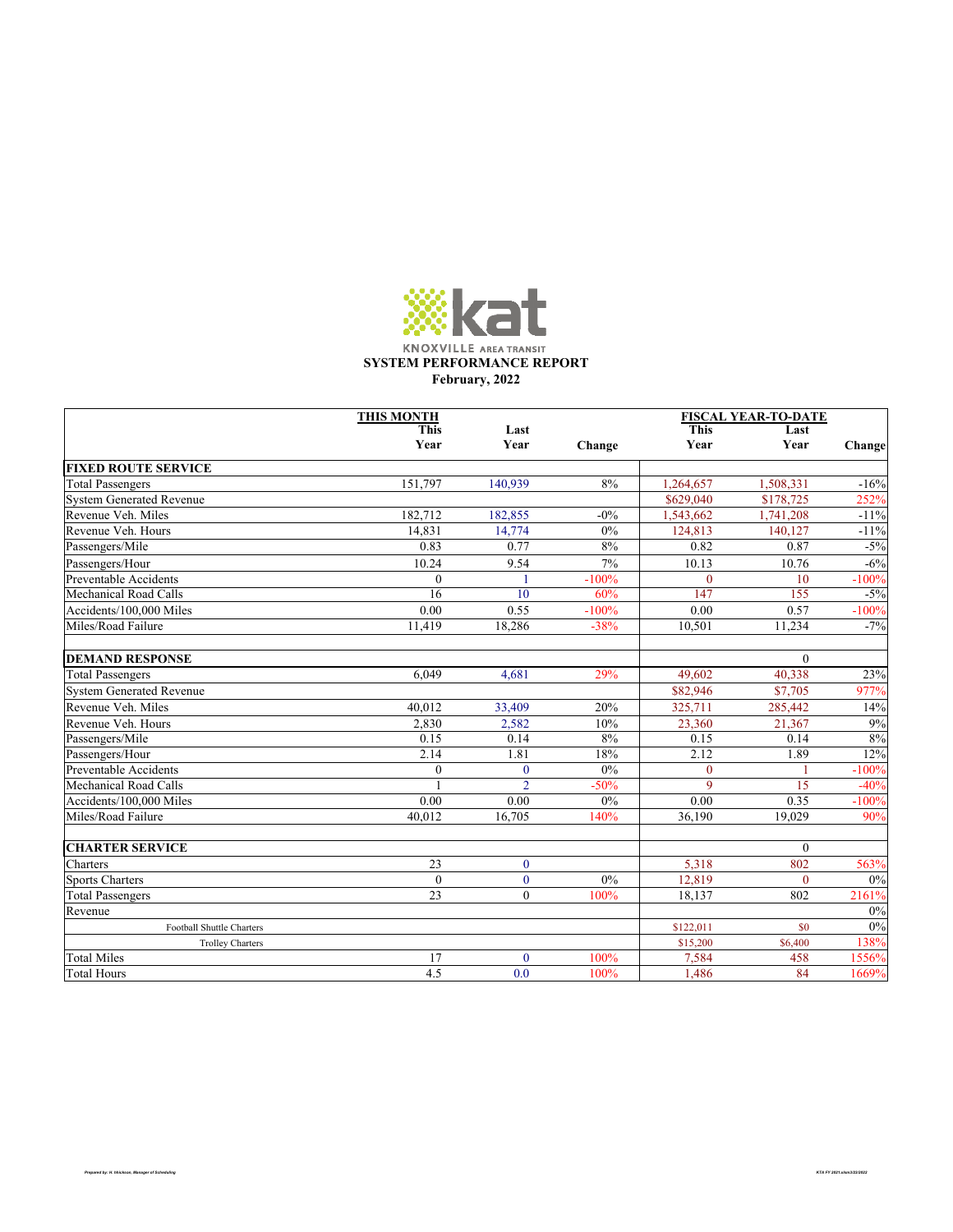KNOXVILLE AREA TRANSIT

# SYSTEM PERFORMANCE REPORT

**February, 2022**

| | THIS MONTH This Year | Last Year | Change | FISCAL YEAR-TO-DATE This Year | Last Year | Change |
|---|---|---|---|---|---|---|
| **FIXED ROUTE SERVICE** | | | | | | |
| Total Passengers | 151,797 | 140,939 | 8% | 1,264,657 | 1,508,331 | -16% |
| System Generated Revenue | | | | $629,040 | $178,725 | 252% |
| Revenue Veh. Miles | 182,712 | 182,855 | -0% | 1,543,662 | 1,741,208 | -11% |
| Revenue Veh. Hours | 14,831 | 14,774 | 0% | 124,813 | 140,127 | -11% |
| Passengers/Mile | 0.83 | 0.77 | 8% | 0.82 | 0.87 | -5% |
| Passengers/Hour | 10.24 | 9.54 | 7% | 10.13 | 10.76 | -6% |
| Preventable Accidents | 0 | 1 | -100% | 0 | 10 | -100% |
| Mechanical Road Calls | 16 | 10 | 60% | 147 | 155 | -5% |
| Accidents/100,000 Miles | 0.00 | 0.55 | -100% | 0.00 | 0.57 | -100% |
| Miles/Road Failure | 11,419 | 18,286 | -38% | 10,501 | 11,234 | -7% |
| **DEMAND RESPONSE** | | | | | 0 | |
| Total Passengers | 6,049 | 4,681 | 29% | 49,602 | 40,338 | 23% |
| System Generated Revenue | | | | $82,946 | $7,705 | 977% |
| Revenue Veh. Miles | 40,012 | 33,409 | 20% | 325,711 | 285,442 | 14% |
| Revenue Veh. Hours | 2,830 | 2,582 | 10% | 23,360 | 21,367 | 9% |
| Passengers/Mile | 0.15 | 0.14 | 8% | 0.15 | 0.14 | 8% |
| Passengers/Hour | 2.14 | 1.81 | 18% | 2.12 | 1.89 | 12% |
| Preventable Accidents | 0 | 0 | 0% | 0 | 1 | -100% |
| Mechanical Road Calls | 1 | 2 | -50% | 9 | 15 | -40% |
| Accidents/100,000 Miles | 0.00 | 0.00 | 0% | 0.00 | 0.35 | -100% |
| Miles/Road Failure | 40,012 | 16,705 | 140% | 36,190 | 19,029 | 90% |
| **CHARTER SERVICE** | | | | | 0 | |
| Charters | 23 | 0 | | 5,318 | 802 | 563% |
| Sports Charters | 0 | 0 | 0% | 12,819 | 0 | 0% |
| Total Passengers | 23 | 0 | 100% | 18,137 | 802 | 2161% |
| Revenue | | | | | | 0% |
| Football Shuttle Charters | | | | $122,011 | $0 | 0% |
| Trolley Charters | | | | $15,200 | $6,400 | 138% |
| Total Miles | 17 | 0 | 100% | 7,584 | 458 | 1556% |
| Total Hours | 4.5 | 0.0 | 100% | 1,486 | 84 | 1669% |

*Prepared by: H. Hickson, Manager of Scheduling*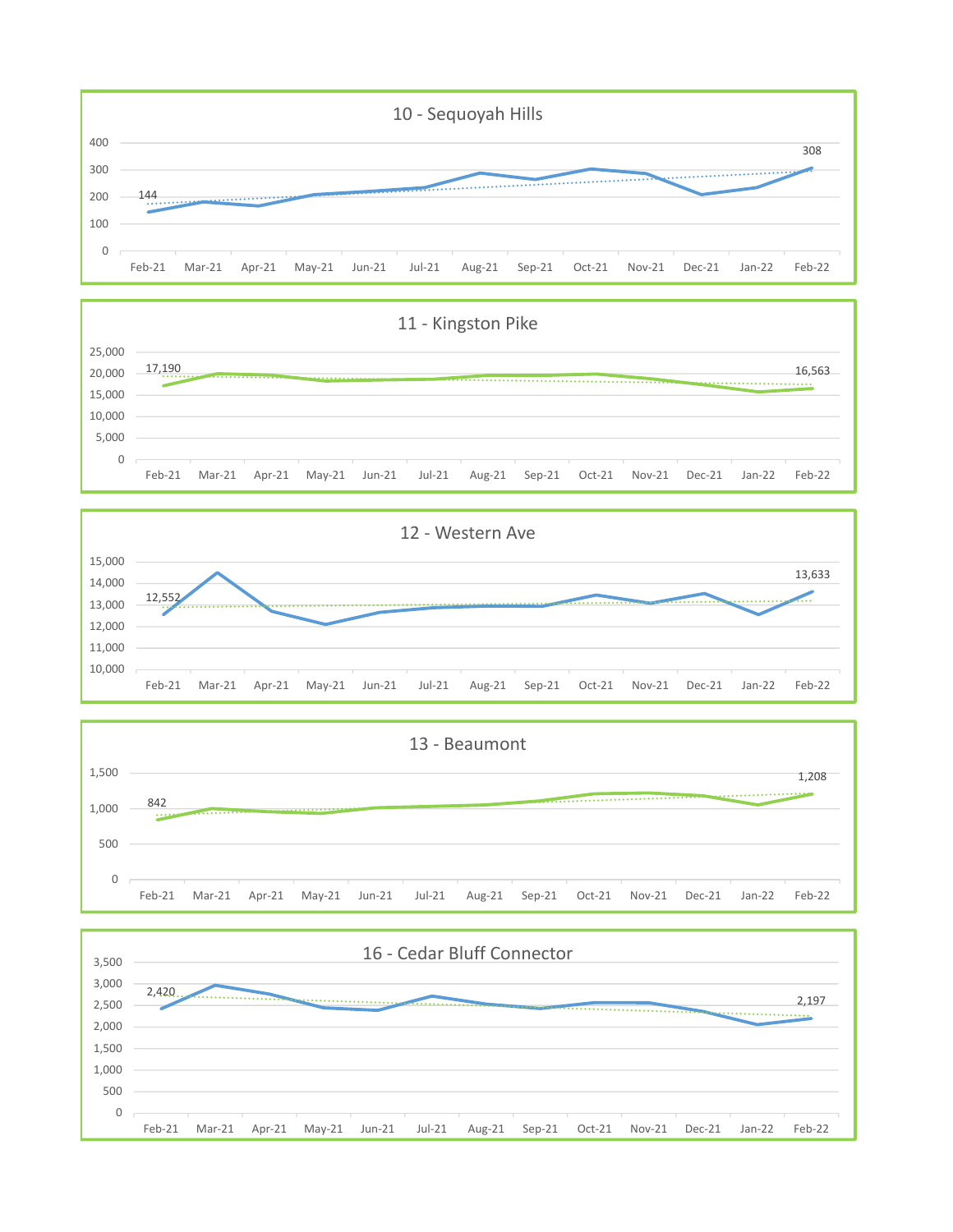## 10 - Sequoyah Hills

Feb-21: 144 | Feb-22: 308

## 11 - Kingston Pike

Feb-21: 17,190 | Feb-22: 16,563

## 12 - Western Ave

Feb-21: 12,552 | Feb-22: 13,633

## 13 - Beaumont

Feb-21: 842 | Feb-22: 1,208

## 16 - Cedar Bluff Connector

Feb-21: 2,420 | Feb-22: 2,197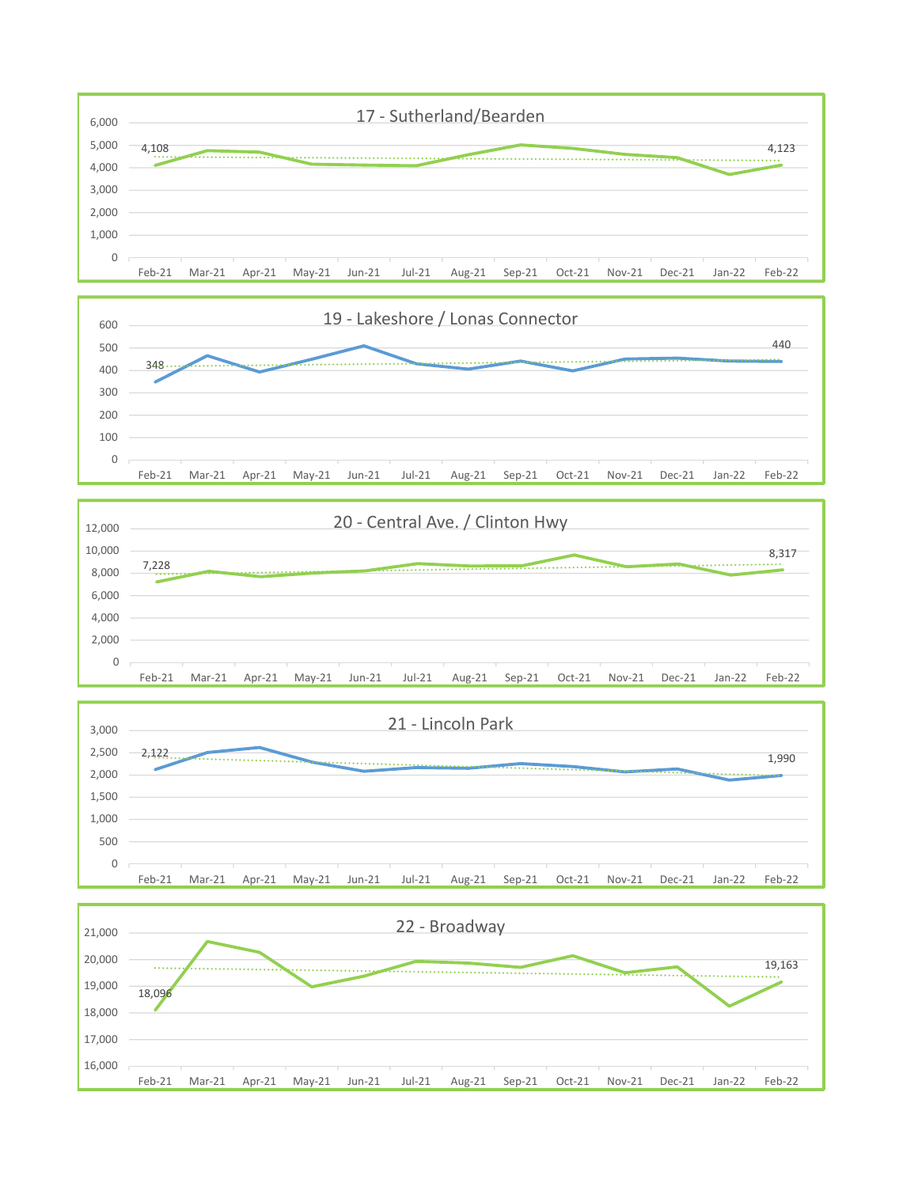## 17 - Sutherland/Bearden

| Month | Value |
|---|---|
| Feb-21 | 4,108 |
| Feb-22 | 4,123 |

## 19 - Lakeshore / Lonas Connector

| Month | Value |
|---|---|
| Feb-21 | 348 |
| Feb-22 | 440 |

## 20 - Central Ave. / Clinton Hwy

| Month | Value |
|---|---|
| Feb-21 | 7,228 |
| Feb-22 | 8,317 |

## 21 - Lincoln Park

| Month | Value |
|---|---|
| Feb-21 | 2,122 |
| Feb-22 | 1,990 |

## 22 - Broadway

| Month | Value |
|---|---|
| Feb-21 | 18,096 |
| Feb-22 | 19,163 |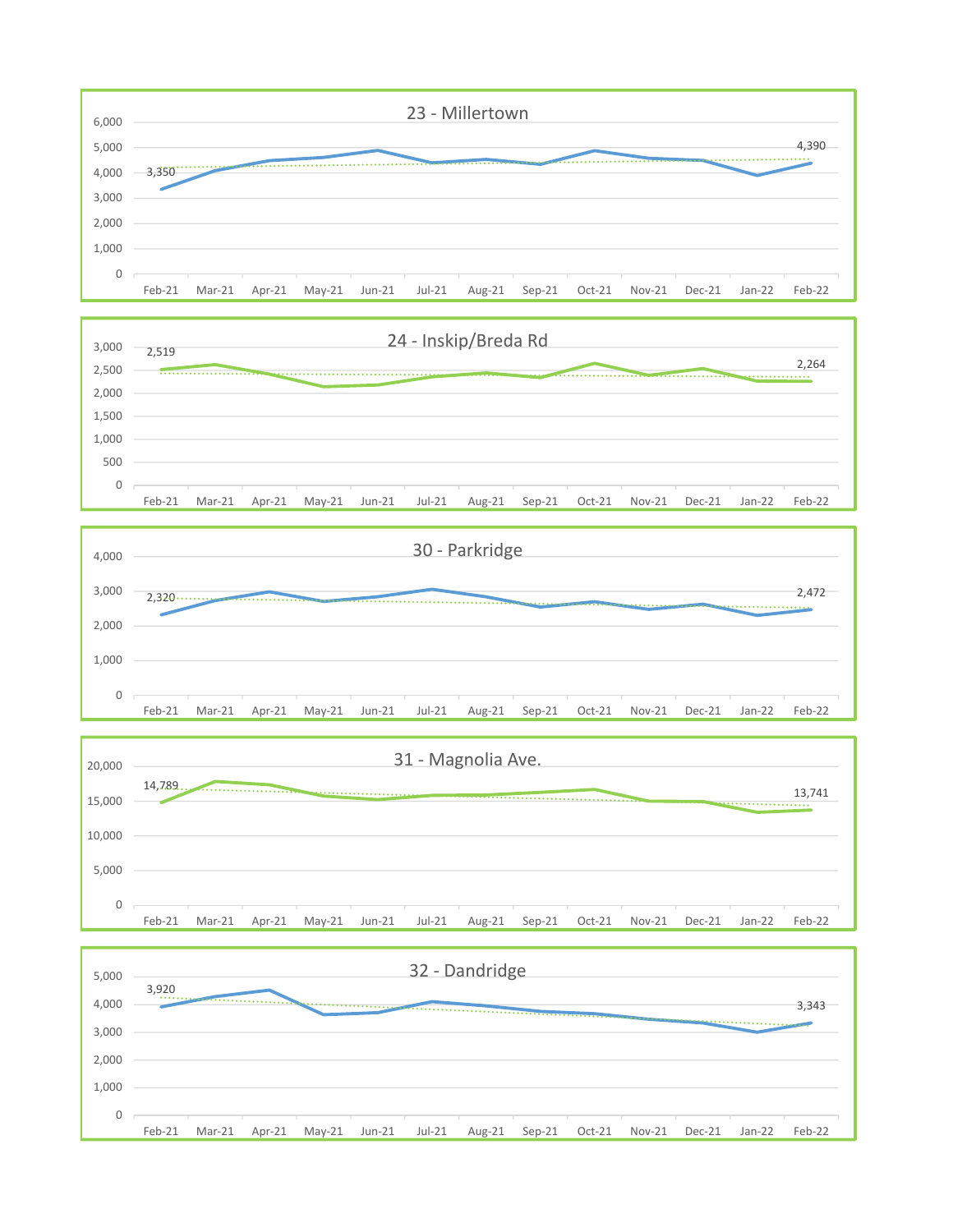## 23 - Millertown

| | Feb-21 | Mar-21 | Apr-21 | May-21 | Jun-21 | Jul-21 | Aug-21 | Sep-21 | Oct-21 | Nov-21 | Dec-21 | Jan-22 | Feb-22 |
|---|---|---|---|---|---|---|---|---|---|---|---|---|---|
| Ridership | 3,350 | | | | | | | | | | | | 4,390 |

## 24 - Inskip/Breda Rd

| | Feb-21 | Mar-21 | Apr-21 | May-21 | Jun-21 | Jul-21 | Aug-21 | Sep-21 | Oct-21 | Nov-21 | Dec-21 | Jan-22 | Feb-22 |
|---|---|---|---|---|---|---|---|---|---|---|---|---|---|
| Ridership | 2,519 | | | | | | | | | | | | 2,264 |

## 30 - Parkridge

| | Feb-21 | Mar-21 | Apr-21 | May-21 | Jun-21 | Jul-21 | Aug-21 | Sep-21 | Oct-21 | Nov-21 | Dec-21 | Jan-22 | Feb-22 |
|---|---|---|---|---|---|---|---|---|---|---|---|---|---|
| Ridership | 2,320 | | | | | | | | | | | | 2,472 |

## 31 - Magnolia Ave.

| | Feb-21 | Mar-21 | Apr-21 | May-21 | Jun-21 | Jul-21 | Aug-21 | Sep-21 | Oct-21 | Nov-21 | Dec-21 | Jan-22 | Feb-22 |
|---|---|---|---|---|---|---|---|---|---|---|---|---|---|
| Ridership | 14,789 | | | | | | | | | | | | 13,741 |

## 32 - Dandridge

| | Feb-21 | Mar-21 | Apr-21 | May-21 | Jun-21 | Jul-21 | Aug-21 | Sep-21 | Oct-21 | Nov-21 | Dec-21 | Jan-22 | Feb-22 |
|---|---|---|---|---|---|---|---|---|---|---|---|---|---|
| Ridership | 3,920 | | | | | | | | | | | | 3,343 |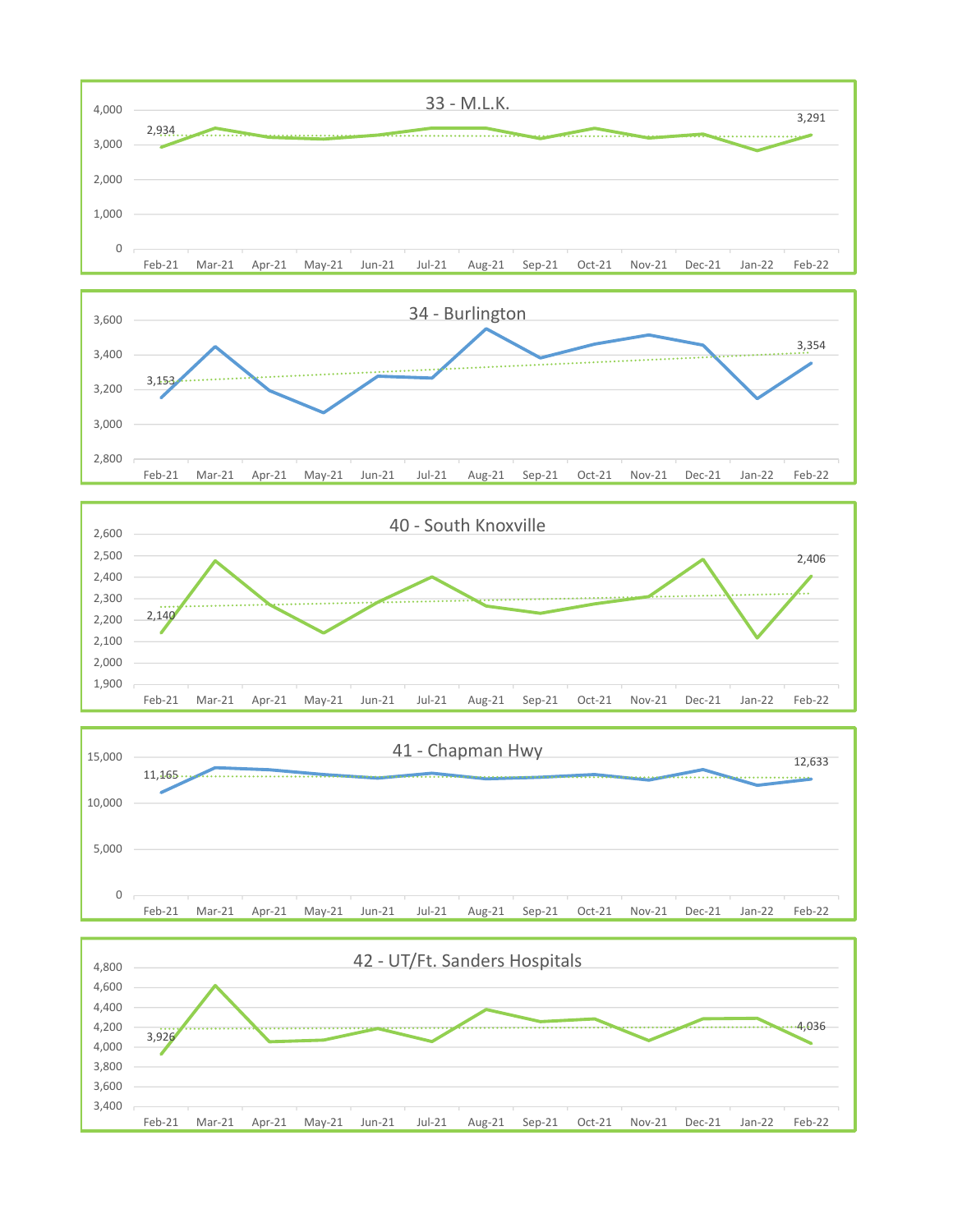## 33 - M.L.K.

Feb-21: 2,934 … Feb-22: 3,291

Months: Feb-21, Mar-21, Apr-21, May-21, Jun-21, Jul-21, Aug-21, Sep-21, Oct-21, Nov-21, Dec-21, Jan-22, Feb-22

## 34 - Burlington

Feb-21: 3,153 … Feb-22: 3,354

Months: Feb-21, Mar-21, Apr-21, May-21, Jun-21, Jul-21, Aug-21, Sep-21, Oct-21, Nov-21, Dec-21, Jan-22, Feb-22

## 40 - South Knoxville

Feb-21: 2,140 … Feb-22: 2,406

Months: Feb-21, Mar-21, Apr-21, May-21, Jun-21, Jul-21, Aug-21, Sep-21, Oct-21, Nov-21, Dec-21, Jan-22, Feb-22

## 41 - Chapman Hwy

Feb-21: 11,165 … Feb-22: 12,633

Months: Feb-21, Mar-21, Apr-21, May-21, Jun-21, Jul-21, Aug-21, Sep-21, Oct-21, Nov-21, Dec-21, Jan-22, Feb-22

## 42 - UT/Ft. Sanders Hospitals

Feb-21: 3,926 … Feb-22: 4,036

Months: Feb-21, Mar-21, Apr-21, May-21, Jun-21, Jul-21, Aug-21, Sep-21, Oct-21, Nov-21, Dec-21, Jan-22, Feb-22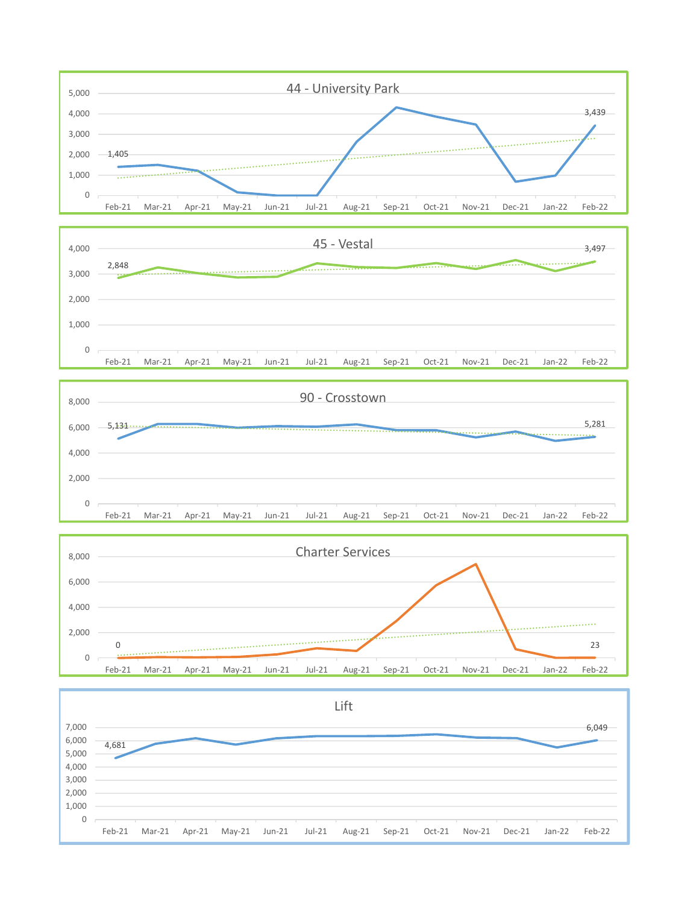## 44 - University Park

| | Feb-21 | Mar-21 | Apr-21 | May-21 | Jun-21 | Jul-21 | Aug-21 | Sep-21 | Oct-21 | Nov-21 | Dec-21 | Jan-22 | Feb-22 |
|---|---|---|---|---|---|---|---|---|---|---|---|---|---|
| Ridership | 1,405 | | | | | | | | | | | | 3,439 |

## 45 - Vestal

| | Feb-21 | Mar-21 | Apr-21 | May-21 | Jun-21 | Jul-21 | Aug-21 | Sep-21 | Oct-21 | Nov-21 | Dec-21 | Jan-22 | Feb-22 |
|---|---|---|---|---|---|---|---|---|---|---|---|---|---|
| Ridership | 2,848 | | | | | | | | | | | | 3,497 |

## 90 - Crosstown

| | Feb-21 | Mar-21 | Apr-21 | May-21 | Jun-21 | Jul-21 | Aug-21 | Sep-21 | Oct-21 | Nov-21 | Dec-21 | Jan-22 | Feb-22 |
|---|---|---|---|---|---|---|---|---|---|---|---|---|---|
| Ridership | 5,131 | | | | | | | | | | | | 5,281 |

## Charter Services

| | Feb-21 | Mar-21 | Apr-21 | May-21 | Jun-21 | Jul-21 | Aug-21 | Sep-21 | Oct-21 | Nov-21 | Dec-21 | Jan-22 | Feb-22 |
|---|---|---|---|---|---|---|---|---|---|---|---|---|---|
| Ridership | 0 | | | | | | | | | | | | 23 |

## Lift

| | Feb-21 | Mar-21 | Apr-21 | May-21 | Jun-21 | Jul-21 | Aug-21 | Sep-21 | Oct-21 | Nov-21 | Dec-21 | Jan-22 | Feb-22 |
|---|---|---|---|---|---|---|---|---|---|---|---|---|---|
| Ridership | 4,681 | | | | | | | | | | | | 6,049 |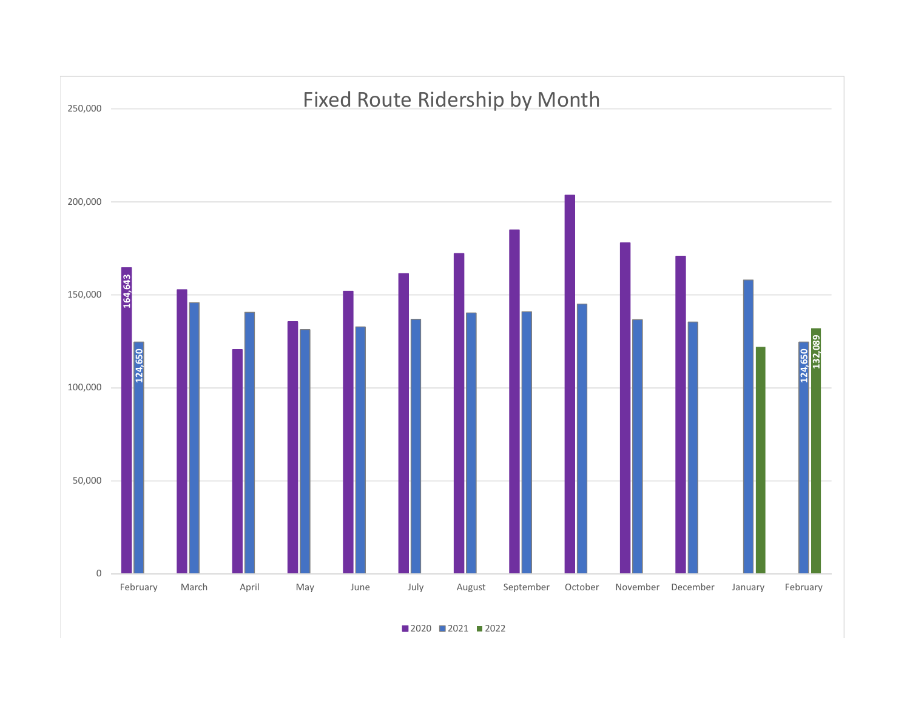# Fixed Route Ridership by Month

| Month | 2020 | 2021 | 2022 |
|---|---|---|---|
| February | 164,643 | 124,650 | |
| March | | | |
| April | | | |
| May | | | |
| June | | | |
| July | | | |
| August | | | |
| September | | | |
| October | | | |
| November | | | |
| December | | | |
| January | | | |
| February | | 124,650 | 132,089 |

■ 2020 ■ 2021 ■ 2022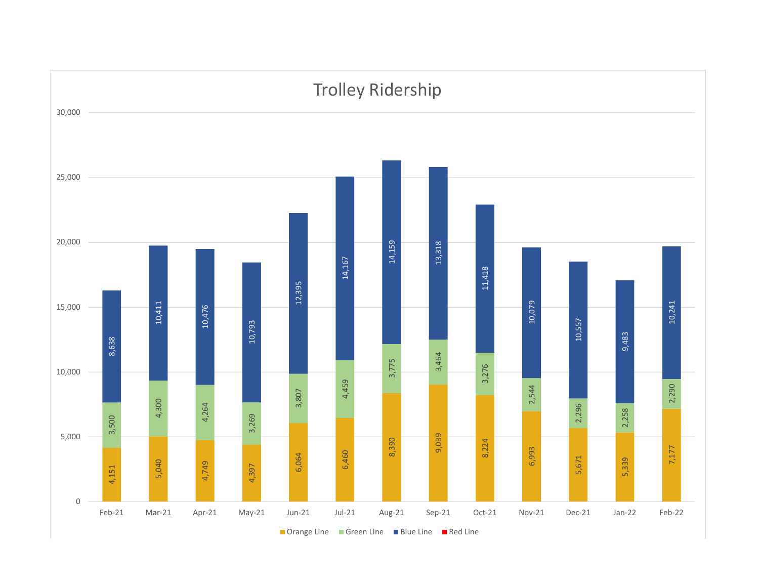## Trolley Ridership

| Month | Orange Line | Green LIne | Blue Line | Red Line |
|---|---|---|---|---|
| Feb-21 | 4,151 | 3,500 | 8,638 | |
| Mar-21 | 5,040 | 4,300 | 10,411 | |
| Apr-21 | 4,749 | 4,264 | 10,476 | |
| May-21 | 4,397 | 3,269 | 10,793 | |
| Jun-21 | 6,064 | 3,807 | 12,395 | |
| Jul-21 | 6,460 | 4,459 | 14,167 | |
| Aug-21 | 8,390 | 3,775 | 14,159 | |
| Sep-21 | 9,039 | 3,464 | 13,318 | |
| Oct-21 | 8,224 | 3,276 | 11,418 | |
| Nov-21 | 6,993 | 2,544 | 10,079 | |
| Dec-21 | 5,671 | 2,296 | 10,557 | |
| Jan-22 | 5,339 | 2,258 | 9,483 | |
| Feb-22 | 7,177 | 2,290 | 10,241 | |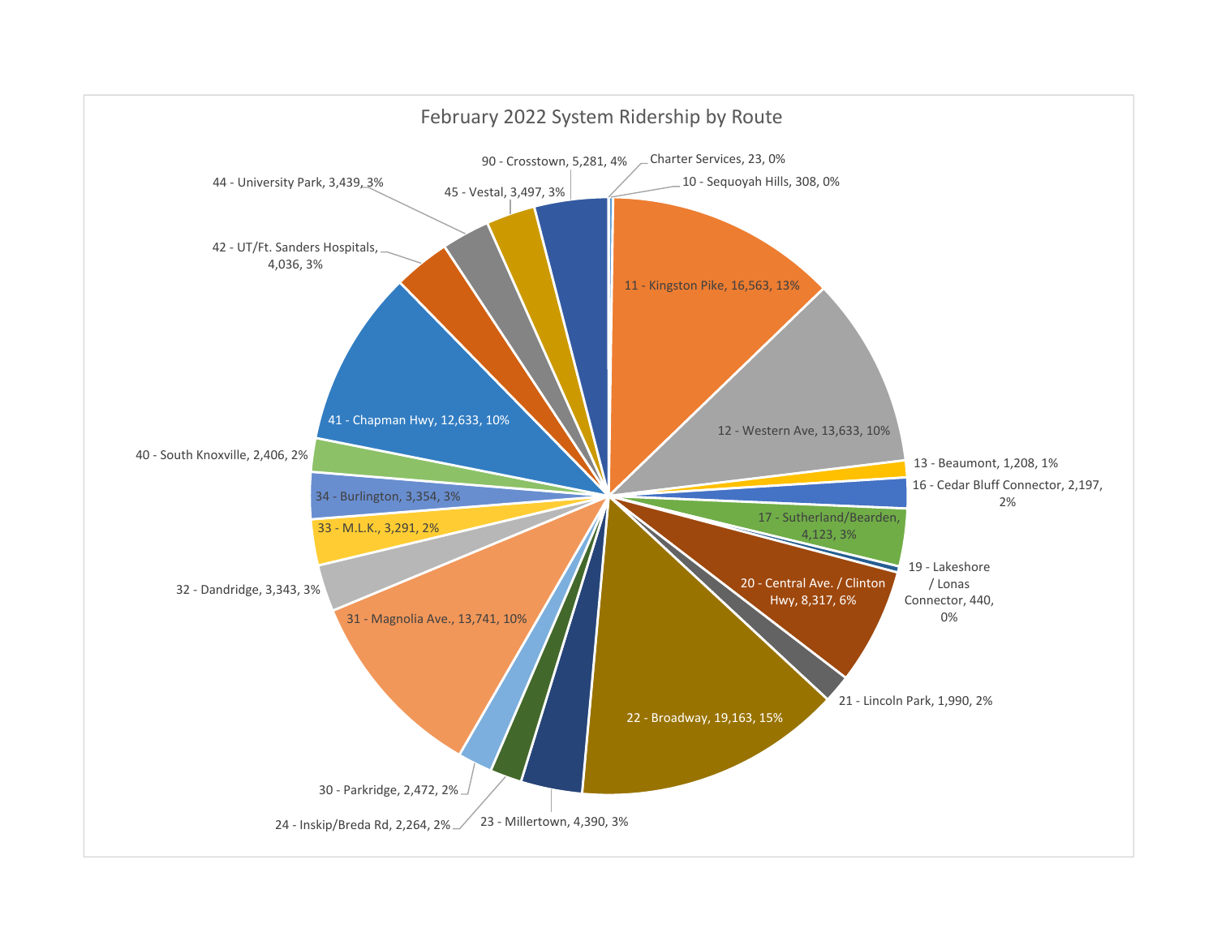February 2022 System Ridership by Route

Charter Services, 23, 0%

10 - Sequoyah Hills, 308, 0%

11 - Kingston Pike, 16,563, 13%

12 - Western Ave, 13,633, 10%

13 - Beaumont, 1,208, 1%

16 - Cedar Bluff Connector, 2,197, 2%

17 - Sutherland/Bearden, 4,123, 3%

19 - Lakeshore / Lonas Connector, 440, 0%

20 - Central Ave. / Clinton Hwy, 8,317, 6%

21 - Lincoln Park, 1,990, 2%

22 - Broadway, 19,163, 15%

23 - Millertown, 4,390, 3%

24 - Inskip/Breda Rd, 2,264, 2%

30 - Parkridge, 2,472, 2%

31 - Magnolia Ave., 13,741, 10%

32 - Dandridge, 3,343, 3%

33 - M.L.K., 3,291, 2%

34 - Burlington, 3,354, 3%

40 - South Knoxville, 2,406, 2%

41 - Chapman Hwy, 12,633, 10%

42 - UT/Ft. Sanders Hospitals, 4,036, 3%

44 - University Park, 3,439, 3%

45 - Vestal, 3,497, 3%

90 - Crosstown, 5,281, 4%